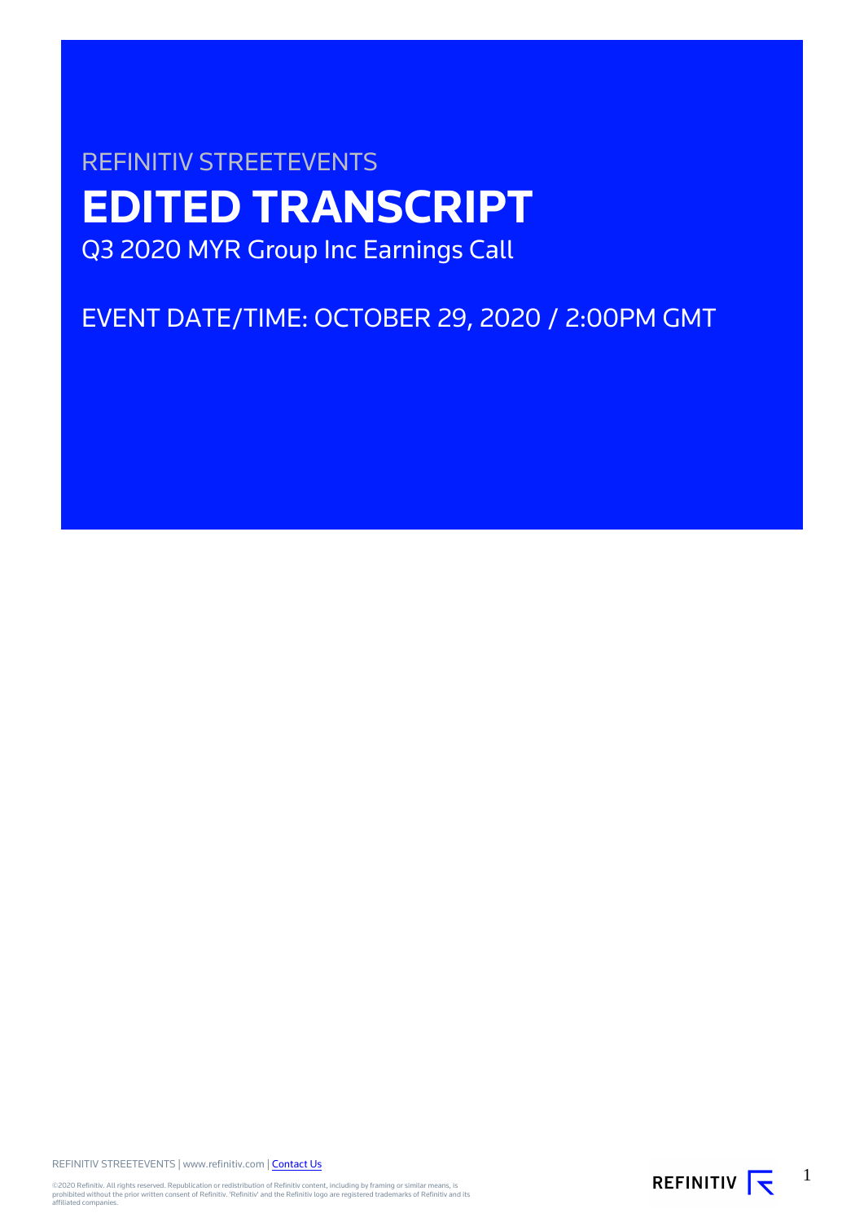REFINITIV STREETEVENTS

# EDITED TRANSCRIPT

Q3 2020 MYR Group Inc Earnings Call

EVENT DATE/TIME: OCTOBER 29, 2020 / 2:00PM GMT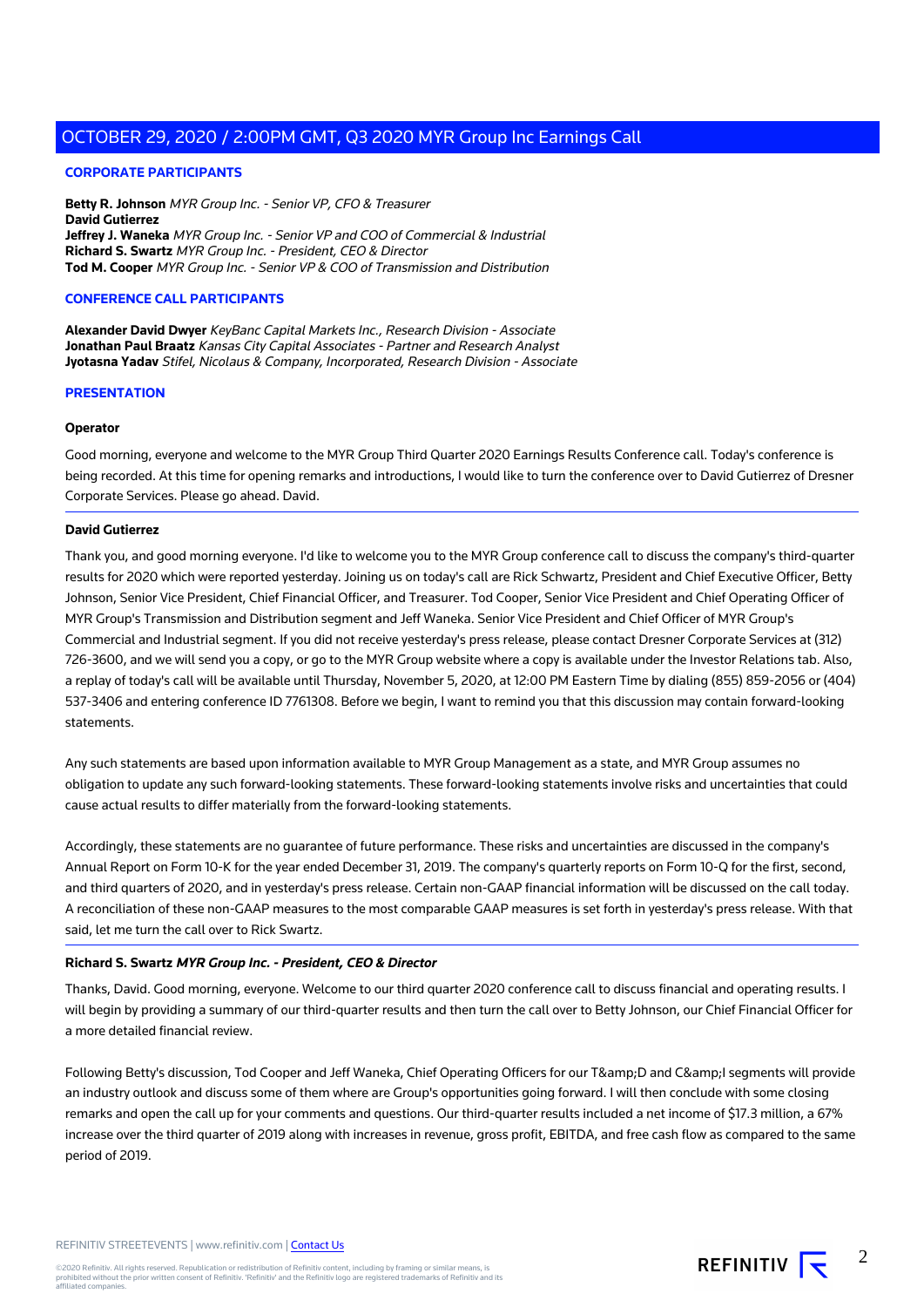## CORPORATE PARTICIPANTS

**Betty R. Johnson** *MYR Group Inc. - Senior VP, CFO & Treasurer*
**David Gutierrez**
**Jeffrey J. Waneka** *MYR Group Inc. - Senior VP and COO of Commercial & Industrial*
**Richard S. Swartz** *MYR Group Inc. - President, CEO & Director*
**Tod M. Cooper** *MYR Group Inc. - Senior VP & COO of Transmission and Distribution*

## CONFERENCE CALL PARTICIPANTS

**Alexander David Dwyer** *KeyBanc Capital Markets Inc., Research Division - Associate*
**Jonathan Paul Braatz** *Kansas City Capital Associates - Partner and Research Analyst*
**Jyotasna Yadav** *Stifel, Nicolaus & Company, Incorporated, Research Division - Associate*

## PRESENTATION

**Operator**

Good morning, everyone and welcome to the MYR Group Third Quarter 2020 Earnings Results Conference call. Today's conference is being recorded. At this time for opening remarks and introductions, I would like to turn the conference over to David Gutierrez of Dresner Corporate Services. Please go ahead. David.

---

**David Gutierrez**

Thank you, and good morning everyone. I'd like to welcome you to the MYR Group conference call to discuss the company's third-quarter results for 2020 which were reported yesterday. Joining us on today's call are Rick Schwartz, President and Chief Executive Officer, Betty Johnson, Senior Vice President, Chief Financial Officer, and Treasurer. Tod Cooper, Senior Vice President and Chief Operating Officer of MYR Group's Transmission and Distribution segment and Jeff Waneka. Senior Vice President and Chief Officer of MYR Group's Commercial and Industrial segment. If you did not receive yesterday's press release, please contact Dresner Corporate Services at (312) 726-3600, and we will send you a copy, or go to the MYR Group website where a copy is available under the Investor Relations tab. Also, a replay of today's call will be available until Thursday, November 5, 2020, at 12:00 PM Eastern Time by dialing (855) 859-2056 or (404) 537-3406 and entering conference ID 7761308. Before we begin, I want to remind you that this discussion may contain forward-looking statements.

Any such statements are based upon information available to MYR Group Management as a state, and MYR Group assumes no obligation to update any such forward-looking statements. These forward-looking statements involve risks and uncertainties that could cause actual results to differ materially from the forward-looking statements.

Accordingly, these statements are no guarantee of future performance. These risks and uncertainties are discussed in the company's Annual Report on Form 10-K for the year ended December 31, 2019. The company's quarterly reports on Form 10-Q for the first, second, and third quarters of 2020, and in yesterday's press release. Certain non-GAAP financial information will be discussed on the call today. A reconciliation of these non-GAAP measures to the most comparable GAAP measures is set forth in yesterday's press release. With that said, let me turn the call over to Rick Swartz.

---

**Richard S. Swartz** ***MYR Group Inc. - President, CEO & Director***

Thanks, David. Good morning, everyone. Welcome to our third quarter 2020 conference call to discuss financial and operating results. I will begin by providing a summary of our third-quarter results and then turn the call over to Betty Johnson, our Chief Financial Officer for a more detailed financial review.

Following Betty's discussion, Tod Cooper and Jeff Waneka, Chief Operating Officers for our T&amp;D and C&amp;I segments will provide an industry outlook and discuss some of them where are Group's opportunities going forward. I will then conclude with some closing remarks and open the call up for your comments and questions. Our third-quarter results included a net income of $17.3 million, a 67% increase over the third quarter of 2019 along with increases in revenue, gross profit, EBITDA, and free cash flow as compared to the same period of 2019.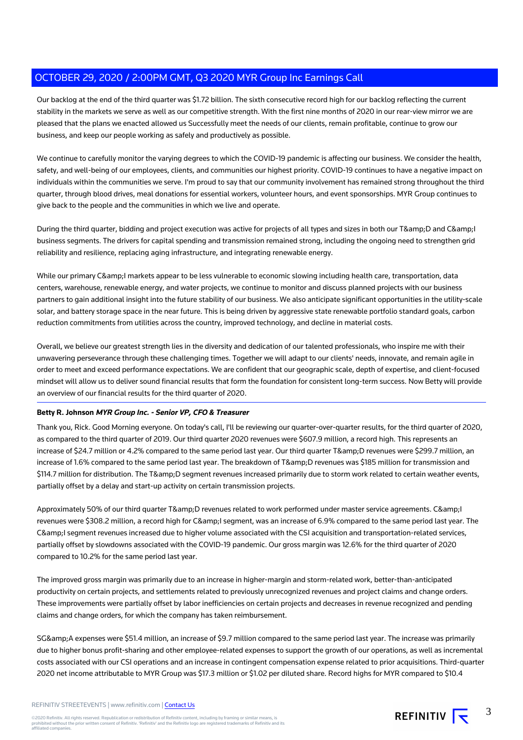Our backlog at the end of the third quarter was $1.72 billion. The sixth consecutive record high for our backlog reflecting the current stability in the markets we serve as well as our competitive strength. With the first nine months of 2020 in our rear-view mirror we are pleased that the plans we enacted allowed us Successfully meet the needs of our clients, remain profitable, continue to grow our business, and keep our people working as safely and productively as possible.

We continue to carefully monitor the varying degrees to which the COVID-19 pandemic is affecting our business. We consider the health, safety, and well-being of our employees, clients, and communities our highest priority. COVID-19 continues to have a negative impact on individuals within the communities we serve. I'm proud to say that our community involvement has remained strong throughout the third quarter, through blood drives, meal donations for essential workers, volunteer hours, and event sponsorships. MYR Group continues to give back to the people and the communities in which we live and operate.

During the third quarter, bidding and project execution was active for projects of all types and sizes in both our T&amp;D and C&amp;I business segments. The drivers for capital spending and transmission remained strong, including the ongoing need to strengthen grid reliability and resilience, replacing aging infrastructure, and integrating renewable energy.

While our primary C&amp;I markets appear to be less vulnerable to economic slowing including health care, transportation, data centers, warehouse, renewable energy, and water projects, we continue to monitor and discuss planned projects with our business partners to gain additional insight into the future stability of our business. We also anticipate significant opportunities in the utility-scale solar, and battery storage space in the near future. This is being driven by aggressive state renewable portfolio standard goals, carbon reduction commitments from utilities across the country, improved technology, and decline in material costs.

Overall, we believe our greatest strength lies in the diversity and dedication of our talented professionals, who inspire me with their unwavering perseverance through these challenging times. Together we will adapt to our clients' needs, innovate, and remain agile in order to meet and exceed performance expectations. We are confident that our geographic scale, depth of expertise, and client-focused mindset will allow us to deliver sound financial results that form the foundation for consistent long-term success. Now Betty will provide an overview of our financial results for the third quarter of 2020.

---

**Betty R. Johnson** ***MYR Group Inc. - Senior VP, CFO & Treasurer***

Thank you, Rick. Good Morning everyone. On today's call, I'll be reviewing our quarter-over-quarter results, for the third quarter of 2020, as compared to the third quarter of 2019. Our third quarter 2020 revenues were $607.9 million, a record high. This represents an increase of $24.7 million or 4.2% compared to the same period last year. Our third quarter T&amp;D revenues were $299.7 million, an increase of 1.6% compared to the same period last year. The breakdown of T&amp;D revenues was $185 million for transmission and $114.7 million for distribution. The T&amp;D segment revenues increased primarily due to storm work related to certain weather events, partially offset by a delay and start-up activity on certain transmission projects.

Approximately 50% of our third quarter T&amp;D revenues related to work performed under master service agreements. C&amp;I revenues were $308.2 million, a record high for C&amp;I segment, was an increase of 6.9% compared to the same period last year. The C&amp;I segment revenues increased due to higher volume associated with the CSI acquisition and transportation-related services, partially offset by slowdowns associated with the COVID-19 pandemic. Our gross margin was 12.6% for the third quarter of 2020 compared to 10.2% for the same period last year.

The improved gross margin was primarily due to an increase in higher-margin and storm-related work, better-than-anticipated productivity on certain projects, and settlements related to previously unrecognized revenues and project claims and change orders. These improvements were partially offset by labor inefficiencies on certain projects and decreases in revenue recognized and pending claims and change orders, for which the company has taken reimbursement.

SG&amp;A expenses were $51.4 million, an increase of $9.7 million compared to the same period last year. The increase was primarily due to higher bonus profit-sharing and other employee-related expenses to support the growth of our operations, as well as incremental costs associated with our CSI operations and an increase in contingent compensation expense related to prior acquisitions. Third-quarter 2020 net income attributable to MYR Group was $17.3 million or $1.02 per diluted share. Record highs for MYR compared to $10.4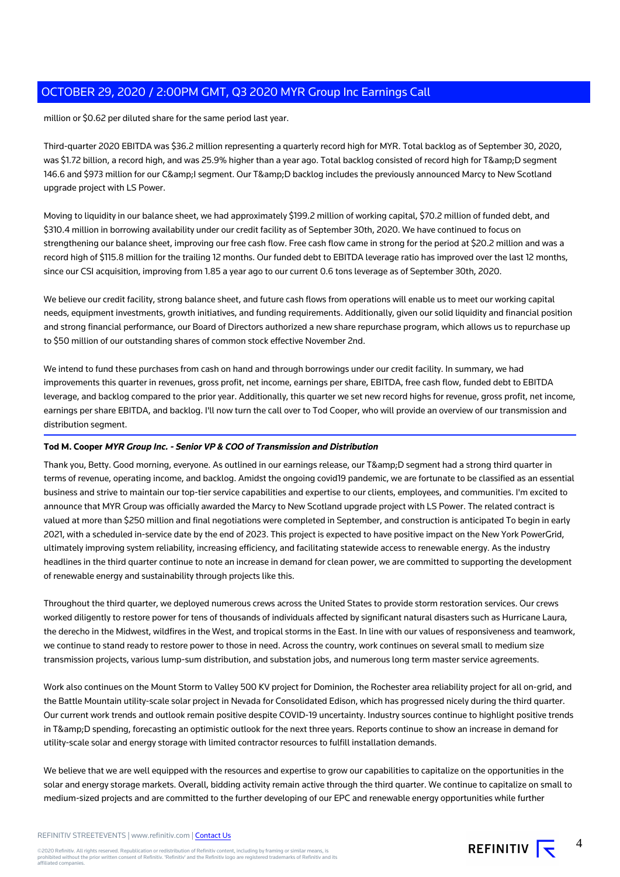million or $0.62 per diluted share for the same period last year.

Third-quarter 2020 EBITDA was $36.2 million representing a quarterly record high for MYR. Total backlog as of September 30, 2020, was $1.72 billion, a record high, and was 25.9% higher than a year ago. Total backlog consisted of record high for T&amp;D segment 146.6 and $973 million for our C&amp;I segment. Our T&amp;D backlog includes the previously announced Marcy to New Scotland upgrade project with LS Power.

Moving to liquidity in our balance sheet, we had approximately $199.2 million of working capital, $70.2 million of funded debt, and $310.4 million in borrowing availability under our credit facility as of September 30th, 2020. We have continued to focus on strengthening our balance sheet, improving our free cash flow. Free cash flow came in strong for the period at $20.2 million and was a record high of $115.8 million for the trailing 12 months. Our funded debt to EBITDA leverage ratio has improved over the last 12 months, since our CSI acquisition, improving from 1.85 a year ago to our current 0.6 tons leverage as of September 30th, 2020.

We believe our credit facility, strong balance sheet, and future cash flows from operations will enable us to meet our working capital needs, equipment investments, growth initiatives, and funding requirements. Additionally, given our solid liquidity and financial position and strong financial performance, our Board of Directors authorized a new share repurchase program, which allows us to repurchase up to $50 million of our outstanding shares of common stock effective November 2nd.

We intend to fund these purchases from cash on hand and through borrowings under our credit facility. In summary, we had improvements this quarter in revenues, gross profit, net income, earnings per share, EBITDA, free cash flow, funded debt to EBITDA leverage, and backlog compared to the prior year. Additionally, this quarter we set new record highs for revenue, gross profit, net income, earnings per share EBITDA, and backlog. I'll now turn the call over to Tod Cooper, who will provide an overview of our transmission and distribution segment.

**Tod M. Cooper** ***MYR Group Inc. - Senior VP & COO of Transmission and Distribution***

Thank you, Betty. Good morning, everyone. As outlined in our earnings release, our T&amp;D segment had a strong third quarter in terms of revenue, operating income, and backlog. Amidst the ongoing covid19 pandemic, we are fortunate to be classified as an essential business and strive to maintain our top-tier service capabilities and expertise to our clients, employees, and communities. I'm excited to announce that MYR Group was officially awarded the Marcy to New Scotland upgrade project with LS Power. The related contract is valued at more than $250 million and final negotiations were completed in September, and construction is anticipated To begin in early 2021, with a scheduled in-service date by the end of 2023. This project is expected to have positive impact on the New York PowerGrid, ultimately improving system reliability, increasing efficiency, and facilitating statewide access to renewable energy. As the industry headlines in the third quarter continue to note an increase in demand for clean power, we are committed to supporting the development of renewable energy and sustainability through projects like this.

Throughout the third quarter, we deployed numerous crews across the United States to provide storm restoration services. Our crews worked diligently to restore power for tens of thousands of individuals affected by significant natural disasters such as Hurricane Laura, the derecho in the Midwest, wildfires in the West, and tropical storms in the East. In line with our values of responsiveness and teamwork, we continue to stand ready to restore power to those in need. Across the country, work continues on several small to medium size transmission projects, various lump-sum distribution, and substation jobs, and numerous long term master service agreements.

Work also continues on the Mount Storm to Valley 500 KV project for Dominion, the Rochester area reliability project for all on-grid, and the Battle Mountain utility-scale solar project in Nevada for Consolidated Edison, which has progressed nicely during the third quarter. Our current work trends and outlook remain positive despite COVID-19 uncertainty. Industry sources continue to highlight positive trends in T&amp;D spending, forecasting an optimistic outlook for the next three years. Reports continue to show an increase in demand for utility-scale solar and energy storage with limited contractor resources to fulfill installation demands.

We believe that we are well equipped with the resources and expertise to grow our capabilities to capitalize on the opportunities in the solar and energy storage markets. Overall, bidding activity remain active through the third quarter. We continue to capitalize on small to medium-sized projects and are committed to the further developing of our EPC and renewable energy opportunities while further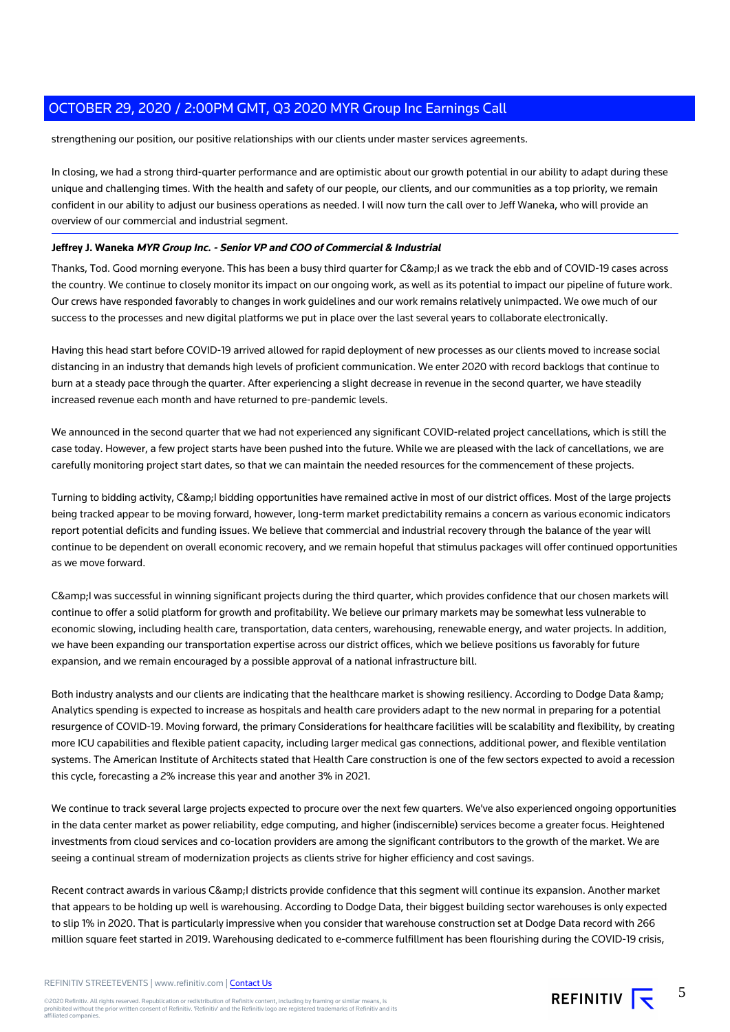strengthening our position, our positive relationships with our clients under master services agreements.

In closing, we had a strong third-quarter performance and are optimistic about our growth potential in our ability to adapt during these unique and challenging times. With the health and safety of our people, our clients, and our communities as a top priority, we remain confident in our ability to adjust our business operations as needed. I will now turn the call over to Jeff Waneka, who will provide an overview of our commercial and industrial segment.

---

**Jeffrey J. Waneka** ***MYR Group Inc. - Senior VP and COO of Commercial & Industrial***

Thanks, Tod. Good morning everyone. This has been a busy third quarter for C&amp;I as we track the ebb and of COVID-19 cases across the country. We continue to closely monitor its impact on our ongoing work, as well as its potential to impact our pipeline of future work. Our crews have responded favorably to changes in work guidelines and our work remains relatively unimpacted. We owe much of our success to the processes and new digital platforms we put in place over the last several years to collaborate electronically.

Having this head start before COVID-19 arrived allowed for rapid deployment of new processes as our clients moved to increase social distancing in an industry that demands high levels of proficient communication. We enter 2020 with record backlogs that continue to burn at a steady pace through the quarter. After experiencing a slight decrease in revenue in the second quarter, we have steadily increased revenue each month and have returned to pre-pandemic levels.

We announced in the second quarter that we had not experienced any significant COVID-related project cancellations, which is still the case today. However, a few project starts have been pushed into the future. While we are pleased with the lack of cancellations, we are carefully monitoring project start dates, so that we can maintain the needed resources for the commencement of these projects.

Turning to bidding activity, C&amp;I bidding opportunities have remained active in most of our district offices. Most of the large projects being tracked appear to be moving forward, however, long-term market predictability remains a concern as various economic indicators report potential deficits and funding issues. We believe that commercial and industrial recovery through the balance of the year will continue to be dependent on overall economic recovery, and we remain hopeful that stimulus packages will offer continued opportunities as we move forward.

C&amp;I was successful in winning significant projects during the third quarter, which provides confidence that our chosen markets will continue to offer a solid platform for growth and profitability. We believe our primary markets may be somewhat less vulnerable to economic slowing, including health care, transportation, data centers, warehousing, renewable energy, and water projects. In addition, we have been expanding our transportation expertise across our district offices, which we believe positions us favorably for future expansion, and we remain encouraged by a possible approval of a national infrastructure bill.

Both industry analysts and our clients are indicating that the healthcare market is showing resiliency. According to Dodge Data &amp; Analytics spending is expected to increase as hospitals and health care providers adapt to the new normal in preparing for a potential resurgence of COVID-19. Moving forward, the primary Considerations for healthcare facilities will be scalability and flexibility, by creating more ICU capabilities and flexible patient capacity, including larger medical gas connections, additional power, and flexible ventilation systems. The American Institute of Architects stated that Health Care construction is one of the few sectors expected to avoid a recession this cycle, forecasting a 2% increase this year and another 3% in 2021.

We continue to track several large projects expected to procure over the next few quarters. We've also experienced ongoing opportunities in the data center market as power reliability, edge computing, and higher (indiscernible) services become a greater focus. Heightened investments from cloud services and co-location providers are among the significant contributors to the growth of the market. We are seeing a continual stream of modernization projects as clients strive for higher efficiency and cost savings.

Recent contract awards in various C&amp;I districts provide confidence that this segment will continue its expansion. Another market that appears to be holding up well is warehousing. According to Dodge Data, their biggest building sector warehouses is only expected to slip 1% in 2020. That is particularly impressive when you consider that warehouse construction set at Dodge Data record with 266 million square feet started in 2019. Warehousing dedicated to e-commerce fulfillment has been flourishing during the COVID-19 crisis,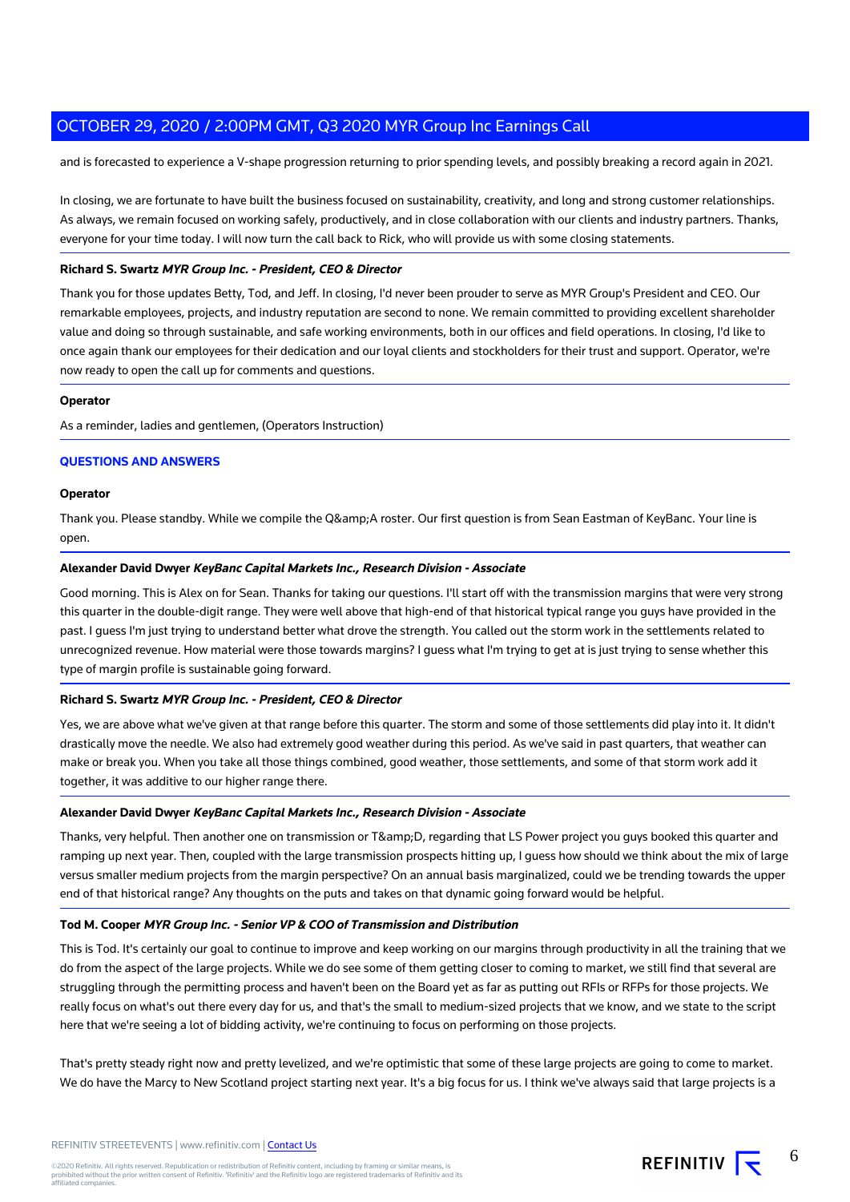and is forecasted to experience a V-shape progression returning to prior spending levels, and possibly breaking a record again in 2021.

In closing, we are fortunate to have built the business focused on sustainability, creativity, and long and strong customer relationships. As always, we remain focused on working safely, productively, and in close collaboration with our clients and industry partners. Thanks, everyone for your time today. I will now turn the call back to Rick, who will provide us with some closing statements.

**Richard S. Swartz** ***MYR Group Inc. - President, CEO & Director***

Thank you for those updates Betty, Tod, and Jeff. In closing, I'd never been prouder to serve as MYR Group's President and CEO. Our remarkable employees, projects, and industry reputation are second to none. We remain committed to providing excellent shareholder value and doing so through sustainable, and safe working environments, both in our offices and field operations. In closing, I'd like to once again thank our employees for their dedication and our loyal clients and stockholders for their trust and support. Operator, we're now ready to open the call up for comments and questions.

**Operator**

As a reminder, ladies and gentlemen, (Operators Instruction)

## QUESTIONS AND ANSWERS

**Operator**

Thank you. Please standby. While we compile the Q&amp;A roster. Our first question is from Sean Eastman of KeyBanc. Your line is open.

**Alexander David Dwyer** ***KeyBanc Capital Markets Inc., Research Division - Associate***

Good morning. This is Alex on for Sean. Thanks for taking our questions. I'll start off with the transmission margins that were very strong this quarter in the double-digit range. They were well above that high-end of that historical typical range you guys have provided in the past. I guess I'm just trying to understand better what drove the strength. You called out the storm work in the settlements related to unrecognized revenue. How material were those towards margins? I guess what I'm trying to get at is just trying to sense whether this type of margin profile is sustainable going forward.

**Richard S. Swartz** ***MYR Group Inc. - President, CEO & Director***

Yes, we are above what we've given at that range before this quarter. The storm and some of those settlements did play into it. It didn't drastically move the needle. We also had extremely good weather during this period. As we've said in past quarters, that weather can make or break you. When you take all those things combined, good weather, those settlements, and some of that storm work add it together, it was additive to our higher range there.

**Alexander David Dwyer** ***KeyBanc Capital Markets Inc., Research Division - Associate***

Thanks, very helpful. Then another one on transmission or T&amp;D, regarding that LS Power project you guys booked this quarter and ramping up next year. Then, coupled with the large transmission prospects hitting up, I guess how should we think about the mix of large versus smaller medium projects from the margin perspective? On an annual basis marginalized, could we be trending towards the upper end of that historical range? Any thoughts on the puts and takes on that dynamic going forward would be helpful.

**Tod M. Cooper** ***MYR Group Inc. - Senior VP & COO of Transmission and Distribution***

This is Tod. It's certainly our goal to continue to improve and keep working on our margins through productivity in all the training that we do from the aspect of the large projects. While we do see some of them getting closer to coming to market, we still find that several are struggling through the permitting process and haven't been on the Board yet as far as putting out RFIs or RFPs for those projects. We really focus on what's out there every day for us, and that's the small to medium-sized projects that we know, and we state to the script here that we're seeing a lot of bidding activity, we're continuing to focus on performing on those projects.

That's pretty steady right now and pretty levelized, and we're optimistic that some of these large projects are going to come to market. We do have the Marcy to New Scotland project starting next year. It's a big focus for us. I think we've always said that large projects is a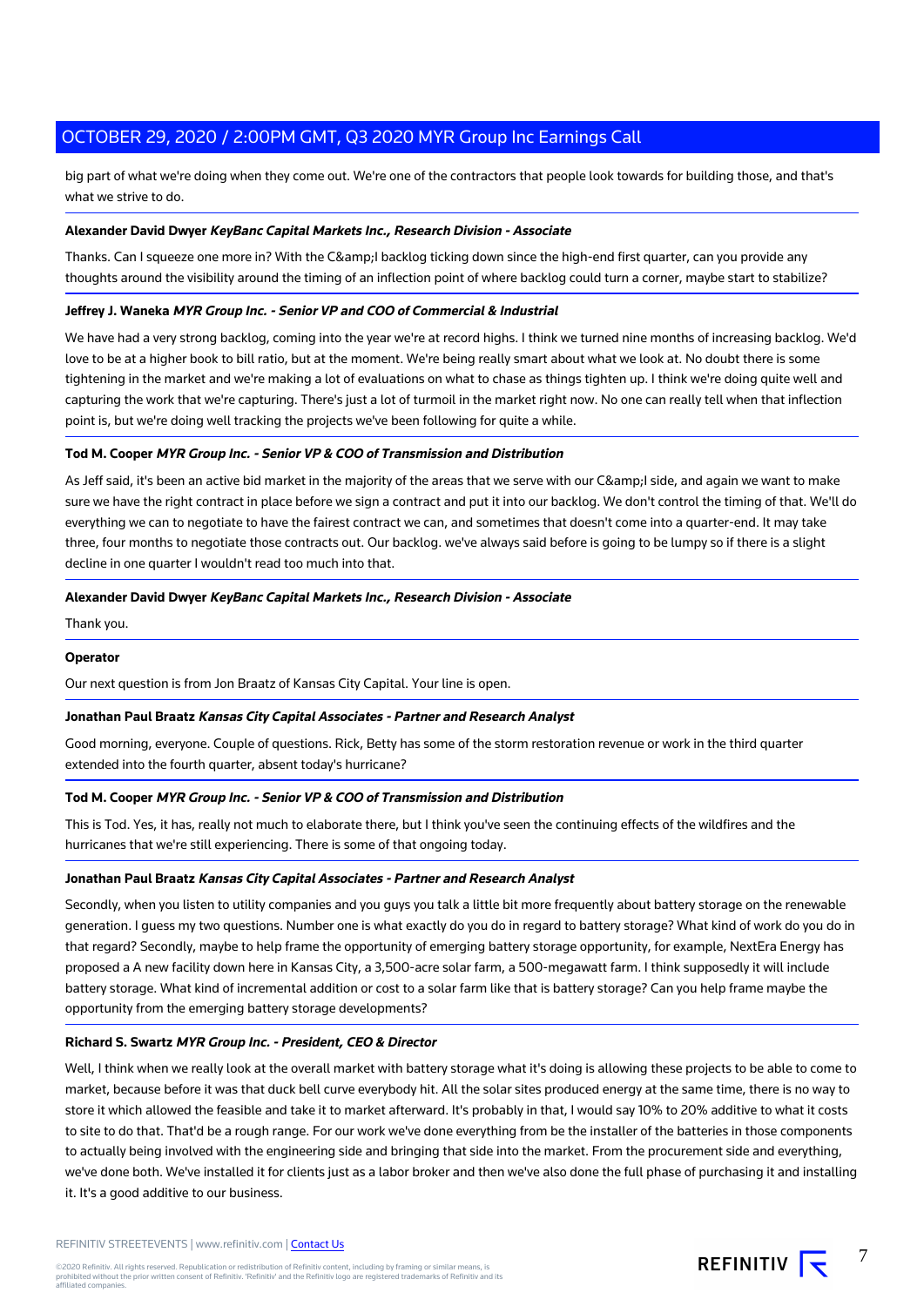big part of what we're doing when they come out. We're one of the contractors that people look towards for building those, and that's what we strive to do.

**Alexander David Dwyer** ***KeyBanc Capital Markets Inc., Research Division - Associate***

Thanks. Can I squeeze one more in? With the C&amp;I backlog ticking down since the high-end first quarter, can you provide any thoughts around the visibility around the timing of an inflection point of where backlog could turn a corner, maybe start to stabilize?

**Jeffrey J. Waneka** ***MYR Group Inc. - Senior VP and COO of Commercial & Industrial***

We have had a very strong backlog, coming into the year we're at record highs. I think we turned nine months of increasing backlog. We'd love to be at a higher book to bill ratio, but at the moment. We're being really smart about what we look at. No doubt there is some tightening in the market and we're making a lot of evaluations on what to chase as things tighten up. I think we're doing quite well and capturing the work that we're capturing. There's just a lot of turmoil in the market right now. No one can really tell when that inflection point is, but we're doing well tracking the projects we've been following for quite a while.

**Tod M. Cooper** ***MYR Group Inc. - Senior VP & COO of Transmission and Distribution***

As Jeff said, it's been an active bid market in the majority of the areas that we serve with our C&amp;I side, and again we want to make sure we have the right contract in place before we sign a contract and put it into our backlog. We don't control the timing of that. We'll do everything we can to negotiate to have the fairest contract we can, and sometimes that doesn't come into a quarter-end. It may take three, four months to negotiate those contracts out. Our backlog. we've always said before is going to be lumpy so if there is a slight decline in one quarter I wouldn't read too much into that.

**Alexander David Dwyer** ***KeyBanc Capital Markets Inc., Research Division - Associate***

Thank you.

**Operator**

Our next question is from Jon Braatz of Kansas City Capital. Your line is open.

**Jonathan Paul Braatz** ***Kansas City Capital Associates - Partner and Research Analyst***

Good morning, everyone. Couple of questions. Rick, Betty has some of the storm restoration revenue or work in the third quarter extended into the fourth quarter, absent today's hurricane?

**Tod M. Cooper** ***MYR Group Inc. - Senior VP & COO of Transmission and Distribution***

This is Tod. Yes, it has, really not much to elaborate there, but I think you've seen the continuing effects of the wildfires and the hurricanes that we're still experiencing. There is some of that ongoing today.

**Jonathan Paul Braatz** ***Kansas City Capital Associates - Partner and Research Analyst***

Secondly, when you listen to utility companies and you guys you talk a little bit more frequently about battery storage on the renewable generation. I guess my two questions. Number one is what exactly do you do in regard to battery storage? What kind of work do you do in that regard? Secondly, maybe to help frame the opportunity of emerging battery storage opportunity, for example, NextEra Energy has proposed a A new facility down here in Kansas City, a 3,500-acre solar farm, a 500-megawatt farm. I think supposedly it will include battery storage. What kind of incremental addition or cost to a solar farm like that is battery storage? Can you help frame maybe the opportunity from the emerging battery storage developments?

**Richard S. Swartz** ***MYR Group Inc. - President, CEO & Director***

Well, I think when we really look at the overall market with battery storage what it's doing is allowing these projects to be able to come to market, because before it was that duck bell curve everybody hit. All the solar sites produced energy at the same time, there is no way to store it which allowed the feasible and take it to market afterward. It's probably in that, I would say 10% to 20% additive to what it costs to site to do that. That'd be a rough range. For our work we've done everything from be the installer of the batteries in those components to actually being involved with the engineering side and bringing that side into the market. From the procurement side and everything, we've done both. We've installed it for clients just as a labor broker and then we've also done the full phase of purchasing it and installing it. It's a good additive to our business.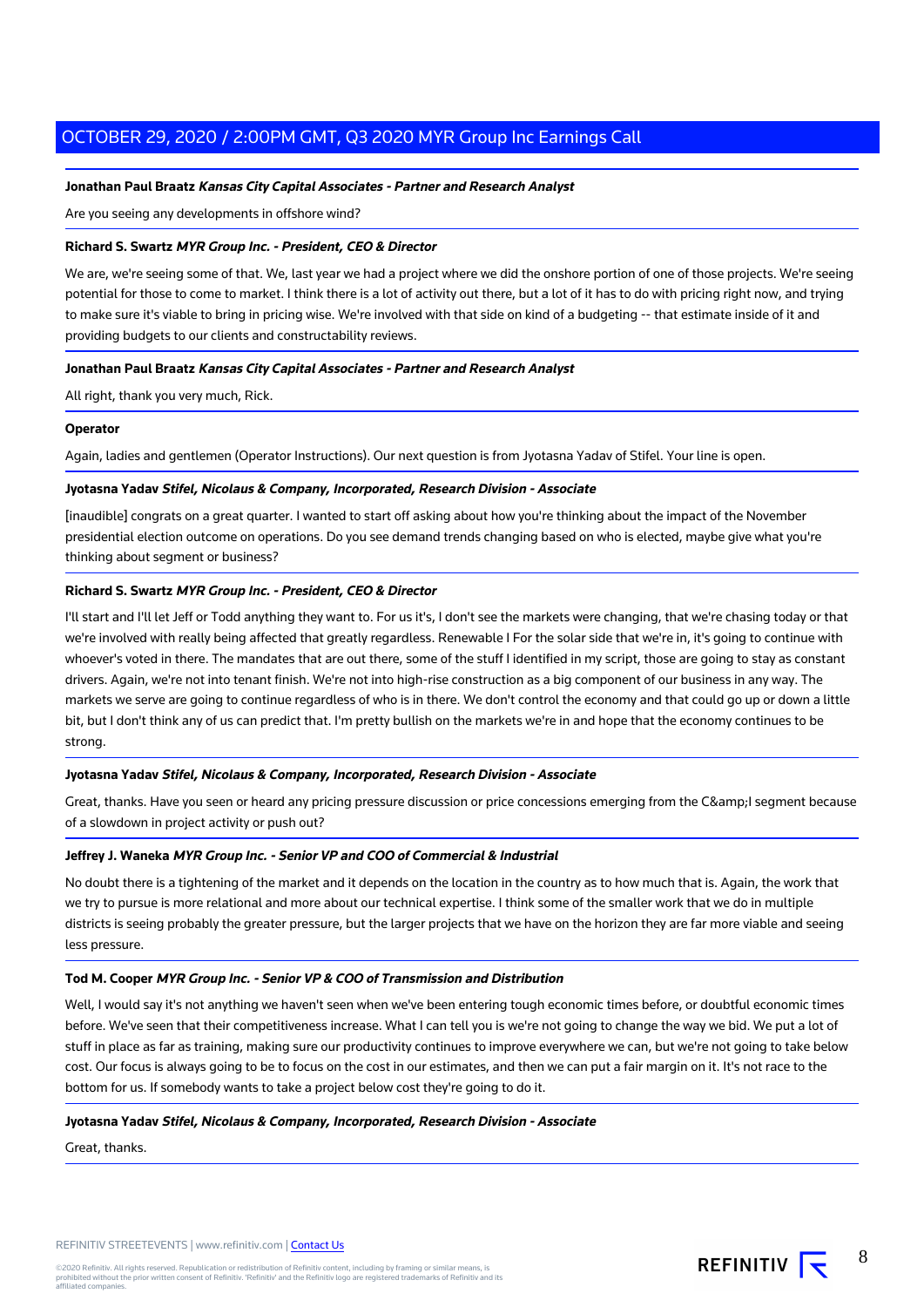**Jonathan Paul Braatz** ***Kansas City Capital Associates - Partner and Research Analyst***

Are you seeing any developments in offshore wind?

**Richard S. Swartz** ***MYR Group Inc. - President, CEO & Director***

We are, we're seeing some of that. We, last year we had a project where we did the onshore portion of one of those projects. We're seeing potential for those to come to market. I think there is a lot of activity out there, but a lot of it has to do with pricing right now, and trying to make sure it's viable to bring in pricing wise. We're involved with that side on kind of a budgeting -- that estimate inside of it and providing budgets to our clients and constructability reviews.

**Jonathan Paul Braatz** ***Kansas City Capital Associates - Partner and Research Analyst***

All right, thank you very much, Rick.

**Operator**

Again, ladies and gentlemen (Operator Instructions). Our next question is from Jyotasna Yadav of Stifel. Your line is open.

**Jyotasna Yadav** ***Stifel, Nicolaus & Company, Incorporated, Research Division - Associate***

[inaudible] congrats on a great quarter. I wanted to start off asking about how you're thinking about the impact of the November presidential election outcome on operations. Do you see demand trends changing based on who is elected, maybe give what you're thinking about segment or business?

**Richard S. Swartz** ***MYR Group Inc. - President, CEO & Director***

I'll start and I'll let Jeff or Todd anything they want to. For us it's, I don't see the markets were changing, that we're chasing today or that we're involved with really being affected that greatly regardless. Renewable I For the solar side that we're in, it's going to continue with whoever's voted in there. The mandates that are out there, some of the stuff I identified in my script, those are going to stay as constant drivers. Again, we're not into tenant finish. We're not into high-rise construction as a big component of our business in any way. The markets we serve are going to continue regardless of who is in there. We don't control the economy and that could go up or down a little bit, but I don't think any of us can predict that. I'm pretty bullish on the markets we're in and hope that the economy continues to be strong.

**Jyotasna Yadav** ***Stifel, Nicolaus & Company, Incorporated, Research Division - Associate***

Great, thanks. Have you seen or heard any pricing pressure discussion or price concessions emerging from the C&amp;I segment because of a slowdown in project activity or push out?

**Jeffrey J. Waneka** ***MYR Group Inc. - Senior VP and COO of Commercial & Industrial***

No doubt there is a tightening of the market and it depends on the location in the country as to how much that is. Again, the work that we try to pursue is more relational and more about our technical expertise. I think some of the smaller work that we do in multiple districts is seeing probably the greater pressure, but the larger projects that we have on the horizon they are far more viable and seeing less pressure.

**Tod M. Cooper** ***MYR Group Inc. - Senior VP & COO of Transmission and Distribution***

Well, I would say it's not anything we haven't seen when we've been entering tough economic times before, or doubtful economic times before. We've seen that their competitiveness increase. What I can tell you is we're not going to change the way we bid. We put a lot of stuff in place as far as training, making sure our productivity continues to improve everywhere we can, but we're not going to take below cost. Our focus is always going to be to focus on the cost in our estimates, and then we can put a fair margin on it. It's not race to the bottom for us. If somebody wants to take a project below cost they're going to do it.

**Jyotasna Yadav** ***Stifel, Nicolaus & Company, Incorporated, Research Division - Associate***

Great, thanks.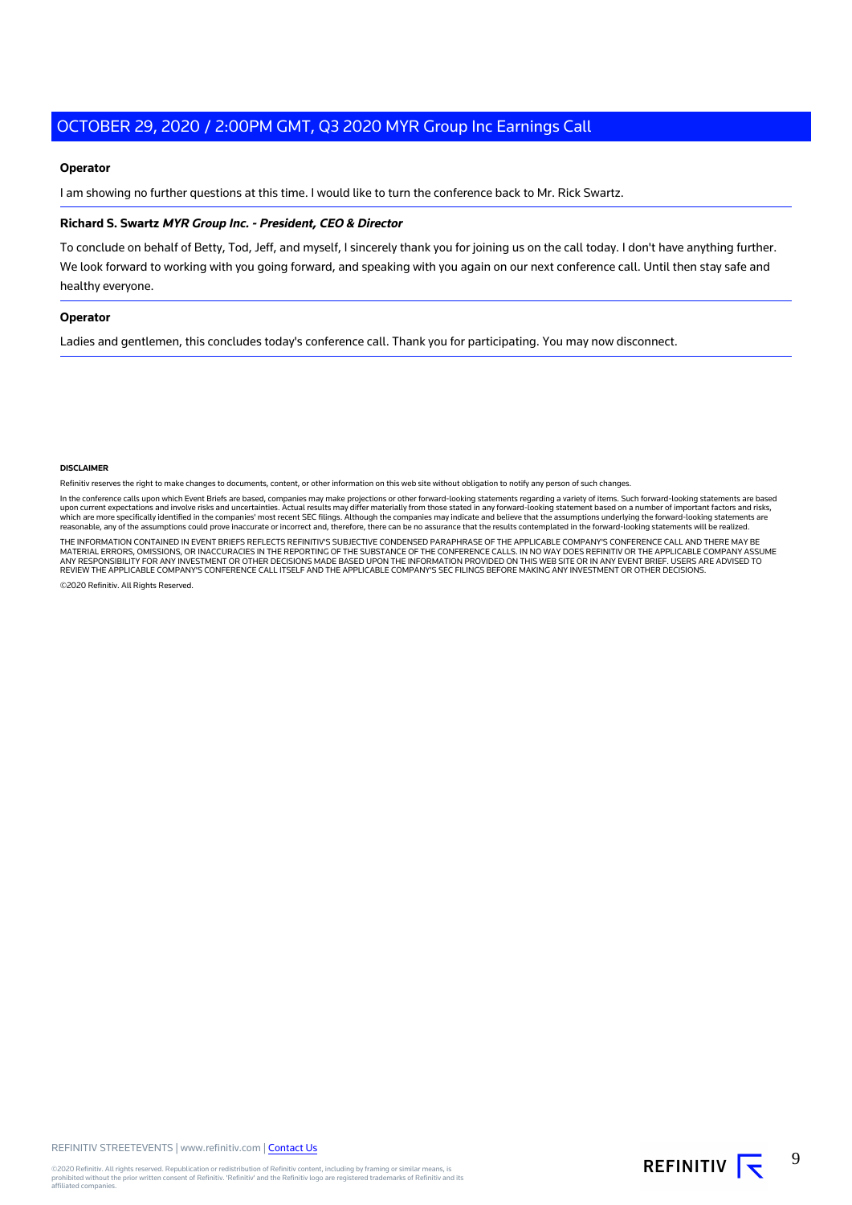**Operator**

I am showing no further questions at this time. I would like to turn the conference back to Mr. Rick Swartz.

---

**Richard S. Swartz** ***MYR Group Inc. - President, CEO & Director***

To conclude on behalf of Betty, Tod, Jeff, and myself, I sincerely thank you for joining us on the call today. I don't have anything further. We look forward to working with you going forward, and speaking with you again on our next conference call. Until then stay safe and healthy everyone.

---

**Operator**

Ladies and gentlemen, this concludes today's conference call. Thank you for participating. You may now disconnect.

---

**DISCLAIMER**

Refinitiv reserves the right to make changes to documents, content, or other information on this web site without obligation to notify any person of such changes.

In the conference calls upon which Event Briefs are based, companies may make projections or other forward-looking statements regarding a variety of items. Such forward-looking statements are based upon current expectations and involve risks and uncertainties. Actual results may differ materially from those stated in any forward-looking statement based on a number of important factors and risks, which are more specifically identified in the companies' most recent SEC filings. Although the companies may indicate and believe that the assumptions underlying the forward-looking statements are reasonable, any of the assumptions could prove inaccurate or incorrect and, therefore, there can be no assurance that the results contemplated in the forward-looking statements will be realized.

THE INFORMATION CONTAINED IN EVENT BRIEFS REFLECTS REFINITIV'S SUBJECTIVE CONDENSED PARAPHRASE OF THE APPLICABLE COMPANY'S CONFERENCE CALL AND THERE MAY BE MATERIAL ERRORS, OMISSIONS, OR INACCURACIES IN THE REPORTING OF THE SUBSTANCE OF THE CONFERENCE CALLS. IN NO WAY DOES REFINITIV OR THE APPLICABLE COMPANY ASSUME ANY RESPONSIBILITY FOR ANY INVESTMENT OR OTHER DECISIONS MADE BASED UPON THE INFORMATION PROVIDED ON THIS WEB SITE OR IN ANY EVENT BRIEF. USERS ARE ADVISED TO REVIEW THE APPLICABLE COMPANY'S CONFERENCE CALL ITSELF AND THE APPLICABLE COMPANY'S SEC FILINGS BEFORE MAKING ANY INVESTMENT OR OTHER DECISIONS.

©2020 Refinitiv. All Rights Reserved.